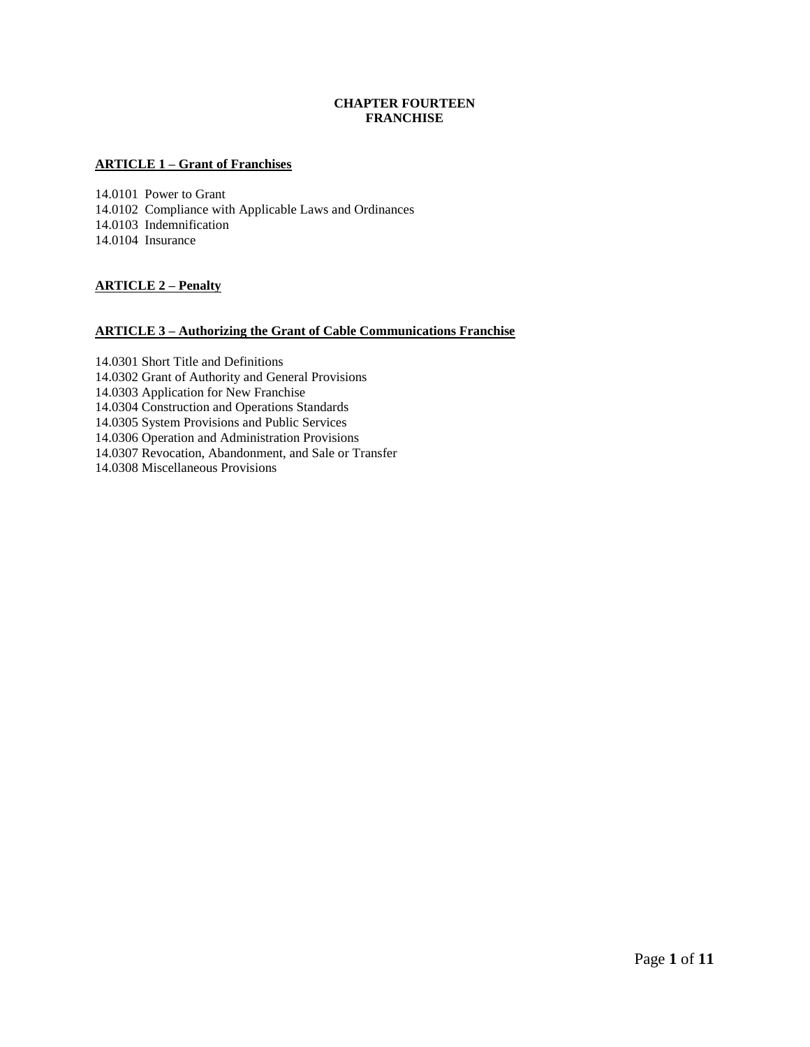# CHAPTER FOURTEEN
# FRANCHISE

## ARTICLE 1 – Grant of Franchises

14.0101 Power to Grant
14.0102 Compliance with Applicable Laws and Ordinances
14.0103 Indemnification
14.0104 Insurance

## ARTICLE 2 – Penalty

## ARTICLE 3 – Authorizing the Grant of Cable Communications Franchise

14.0301 Short Title and Definitions
14.0302 Grant of Authority and General Provisions
14.0303 Application for New Franchise
14.0304 Construction and Operations Standards
14.0305 System Provisions and Public Services
14.0306 Operation and Administration Provisions
14.0307 Revocation, Abandonment, and Sale or Transfer
14.0308 Miscellaneous Provisions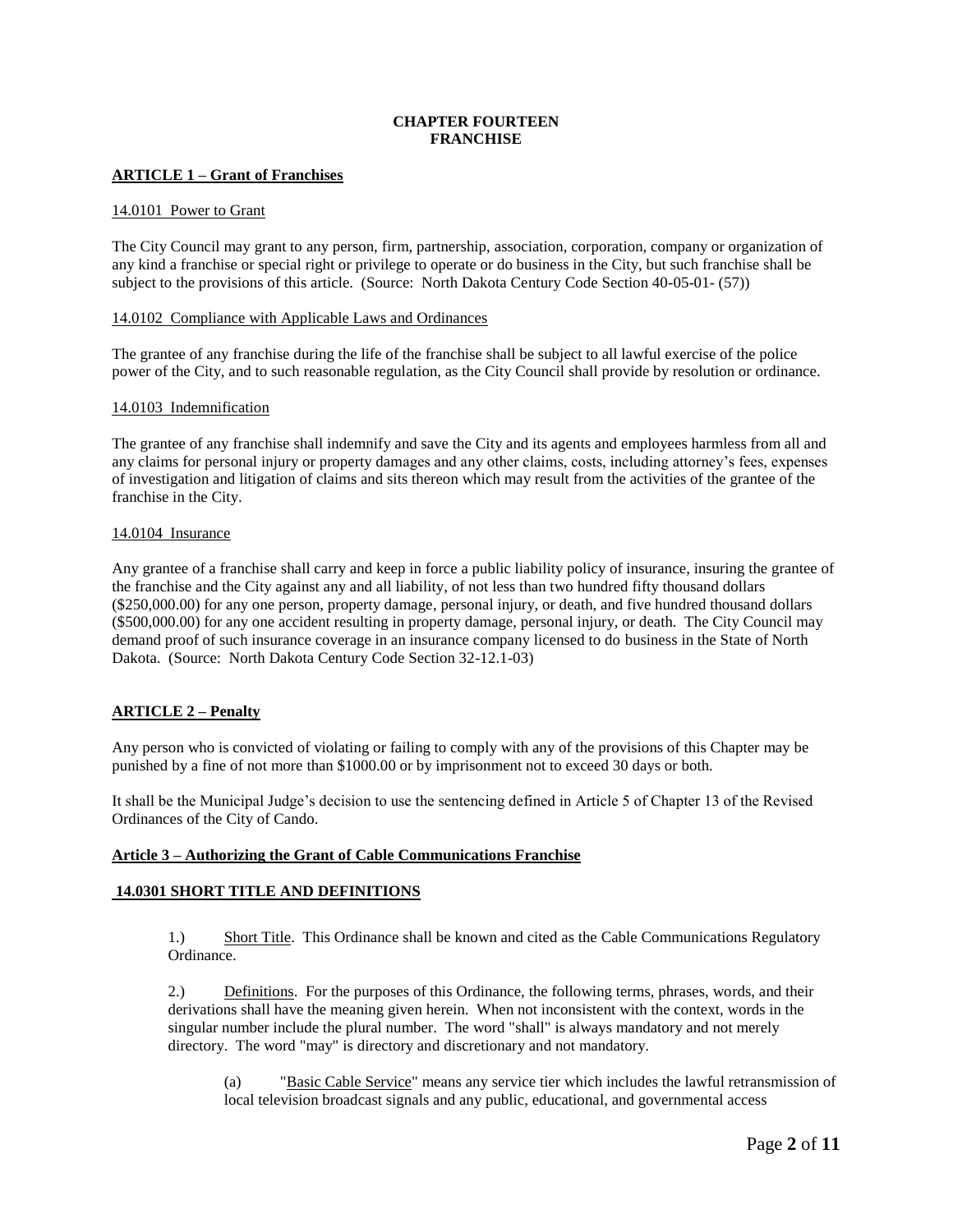# CHAPTER FOURTEEN
# FRANCHISE

## ARTICLE 1 – Grant of Franchises

### 14.0101 Power to Grant

The City Council may grant to any person, firm, partnership, association, corporation, company or organization of any kind a franchise or special right or privilege to operate or do business in the City, but such franchise shall be subject to the provisions of this article. (Source: North Dakota Century Code Section 40-05-01- (57))

### 14.0102 Compliance with Applicable Laws and Ordinances

The grantee of any franchise during the life of the franchise shall be subject to all lawful exercise of the police power of the City, and to such reasonable regulation, as the City Council shall provide by resolution or ordinance.

### 14.0103 Indemnification

The grantee of any franchise shall indemnify and save the City and its agents and employees harmless from all and any claims for personal injury or property damages and any other claims, costs, including attorney's fees, expenses of investigation and litigation of claims and sits thereon which may result from the activities of the grantee of the franchise in the City.

### 14.0104 Insurance

Any grantee of a franchise shall carry and keep in force a public liability policy of insurance, insuring the grantee of the franchise and the City against any and all liability, of not less than two hundred fifty thousand dollars ($250,000.00) for any one person, property damage, personal injury, or death, and five hundred thousand dollars ($500,000.00) for any one accident resulting in property damage, personal injury, or death. The City Council may demand proof of such insurance coverage in an insurance company licensed to do business in the State of North Dakota. (Source: North Dakota Century Code Section 32-12.1-03)

## ARTICLE 2 – Penalty

Any person who is convicted of violating or failing to comply with any of the provisions of this Chapter may be punished by a fine of not more than $1000.00 or by imprisonment not to exceed 30 days or both.

It shall be the Municipal Judge's decision to use the sentencing defined in Article 5 of Chapter 13 of the Revised Ordinances of the City of Cando.

## Article 3 – Authorizing the Grant of Cable Communications Franchise

### 14.0301 SHORT TITLE AND DEFINITIONS

1.) Short Title. This Ordinance shall be known and cited as the Cable Communications Regulatory Ordinance.

2.) Definitions. For the purposes of this Ordinance, the following terms, phrases, words, and their derivations shall have the meaning given herein. When not inconsistent with the context, words in the singular number include the plural number. The word "shall" is always mandatory and not merely directory. The word "may" is directory and discretionary and not mandatory.

(a) "Basic Cable Service" means any service tier which includes the lawful retransmission of local television broadcast signals and any public, educational, and governmental access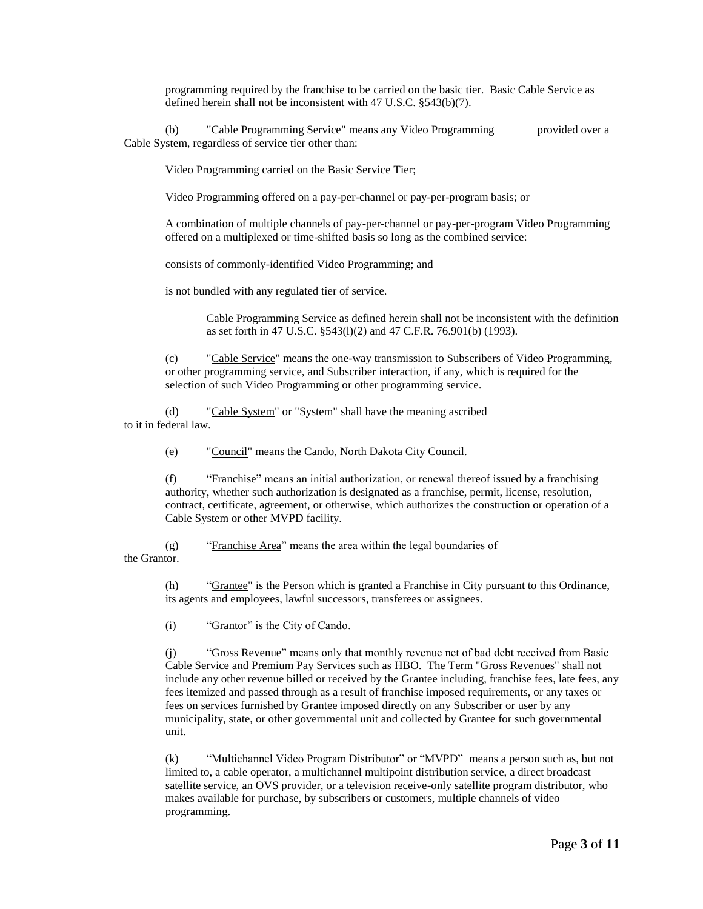programming required by the franchise to be carried on the basic tier. Basic Cable Service as defined herein shall not be inconsistent with 47 U.S.C. §543(b)(7).

(b) "Cable Programming Service" means any Video Programming provided over a Cable System, regardless of service tier other than:

Video Programming carried on the Basic Service Tier;

Video Programming offered on a pay-per-channel or pay-per-program basis; or

A combination of multiple channels of pay-per-channel or pay-per-program Video Programming offered on a multiplexed or time-shifted basis so long as the combined service:

consists of commonly-identified Video Programming; and

is not bundled with any regulated tier of service.

Cable Programming Service as defined herein shall not be inconsistent with the definition as set forth in 47 U.S.C. §543(l)(2) and 47 C.F.R. 76.901(b) (1993).

(c) "Cable Service" means the one-way transmission to Subscribers of Video Programming, or other programming service, and Subscriber interaction, if any, which is required for the selection of such Video Programming or other programming service.

(d) "Cable System" or "System" shall have the meaning ascribed to it in federal law.

(e) "Council" means the Cando, North Dakota City Council.

(f) "Franchise" means an initial authorization, or renewal thereof issued by a franchising authority, whether such authorization is designated as a franchise, permit, license, resolution, contract, certificate, agreement, or otherwise, which authorizes the construction or operation of a Cable System or other MVPD facility.

(g) "Franchise Area" means the area within the legal boundaries of the Grantor.

(h) "Grantee" is the Person which is granted a Franchise in City pursuant to this Ordinance, its agents and employees, lawful successors, transferees or assignees.

(i) "Grantor" is the City of Cando.

(j) "Gross Revenue" means only that monthly revenue net of bad debt received from Basic Cable Service and Premium Pay Services such as HBO. The Term "Gross Revenues" shall not include any other revenue billed or received by the Grantee including, franchise fees, late fees, any fees itemized and passed through as a result of franchise imposed requirements, or any taxes or fees on services furnished by Grantee imposed directly on any Subscriber or user by any municipality, state, or other governmental unit and collected by Grantee for such governmental unit.

(k) "Multichannel Video Program Distributor" or "MVPD" means a person such as, but not limited to, a cable operator, a multichannel multipoint distribution service, a direct broadcast satellite service, an OVS provider, or a television receive-only satellite program distributor, who makes available for purchase, by subscribers or customers, multiple channels of video programming.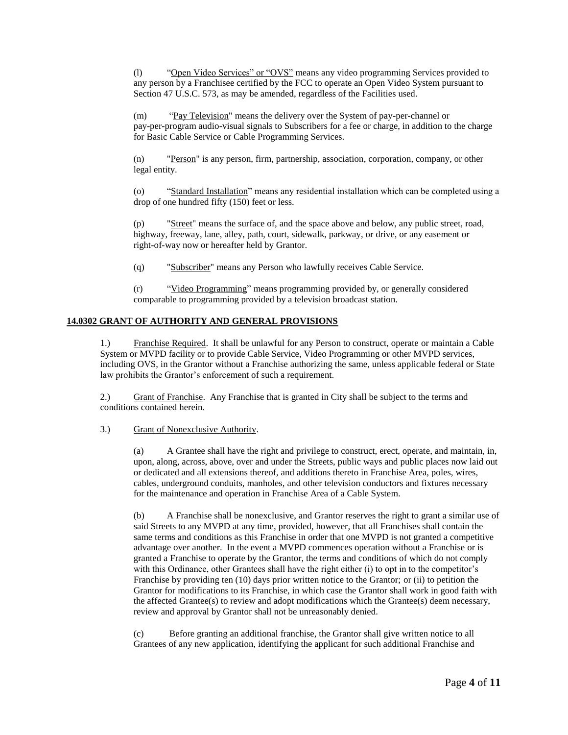(l) "Open Video Services" or "OVS" means any video programming Services provided to any person by a Franchisee certified by the FCC to operate an Open Video System pursuant to Section 47 U.S.C. 573, as may be amended, regardless of the Facilities used.

(m) "Pay Television" means the delivery over the System of pay-per-channel or pay-per-program audio-visual signals to Subscribers for a fee or charge, in addition to the charge for Basic Cable Service or Cable Programming Services.

(n) "Person" is any person, firm, partnership, association, corporation, company, or other legal entity.

(o) "Standard Installation" means any residential installation which can be completed using a drop of one hundred fifty (150) feet or less.

(p) "Street" means the surface of, and the space above and below, any public street, road, highway, freeway, lane, alley, path, court, sidewalk, parkway, or drive, or any easement or right-of-way now or hereafter held by Grantor.

(q) "Subscriber" means any Person who lawfully receives Cable Service.

(r) "Video Programming" means programming provided by, or generally considered comparable to programming provided by a television broadcast station.

## 14.0302 GRANT OF AUTHORITY AND GENERAL PROVISIONS

1.) Franchise Required. It shall be unlawful for any Person to construct, operate or maintain a Cable System or MVPD facility or to provide Cable Service, Video Programming or other MVPD services, including OVS, in the Grantor without a Franchise authorizing the same, unless applicable federal or State law prohibits the Grantor's enforcement of such a requirement.

2.) Grant of Franchise. Any Franchise that is granted in City shall be subject to the terms and conditions contained herein.

3.) Grant of Nonexclusive Authority.

(a) A Grantee shall have the right and privilege to construct, erect, operate, and maintain, in, upon, along, across, above, over and under the Streets, public ways and public places now laid out or dedicated and all extensions thereof, and additions thereto in Franchise Area, poles, wires, cables, underground conduits, manholes, and other television conductors and fixtures necessary for the maintenance and operation in Franchise Area of a Cable System.

(b) A Franchise shall be nonexclusive, and Grantor reserves the right to grant a similar use of said Streets to any MVPD at any time, provided, however, that all Franchises shall contain the same terms and conditions as this Franchise in order that one MVPD is not granted a competitive advantage over another. In the event a MVPD commences operation without a Franchise or is granted a Franchise to operate by the Grantor, the terms and conditions of which do not comply with this Ordinance, other Grantees shall have the right either (i) to opt in to the competitor's Franchise by providing ten (10) days prior written notice to the Grantor; or (ii) to petition the Grantor for modifications to its Franchise, in which case the Grantor shall work in good faith with the affected Grantee(s) to review and adopt modifications which the Grantee(s) deem necessary, review and approval by Grantor shall not be unreasonably denied.

(c) Before granting an additional franchise, the Grantor shall give written notice to all Grantees of any new application, identifying the applicant for such additional Franchise and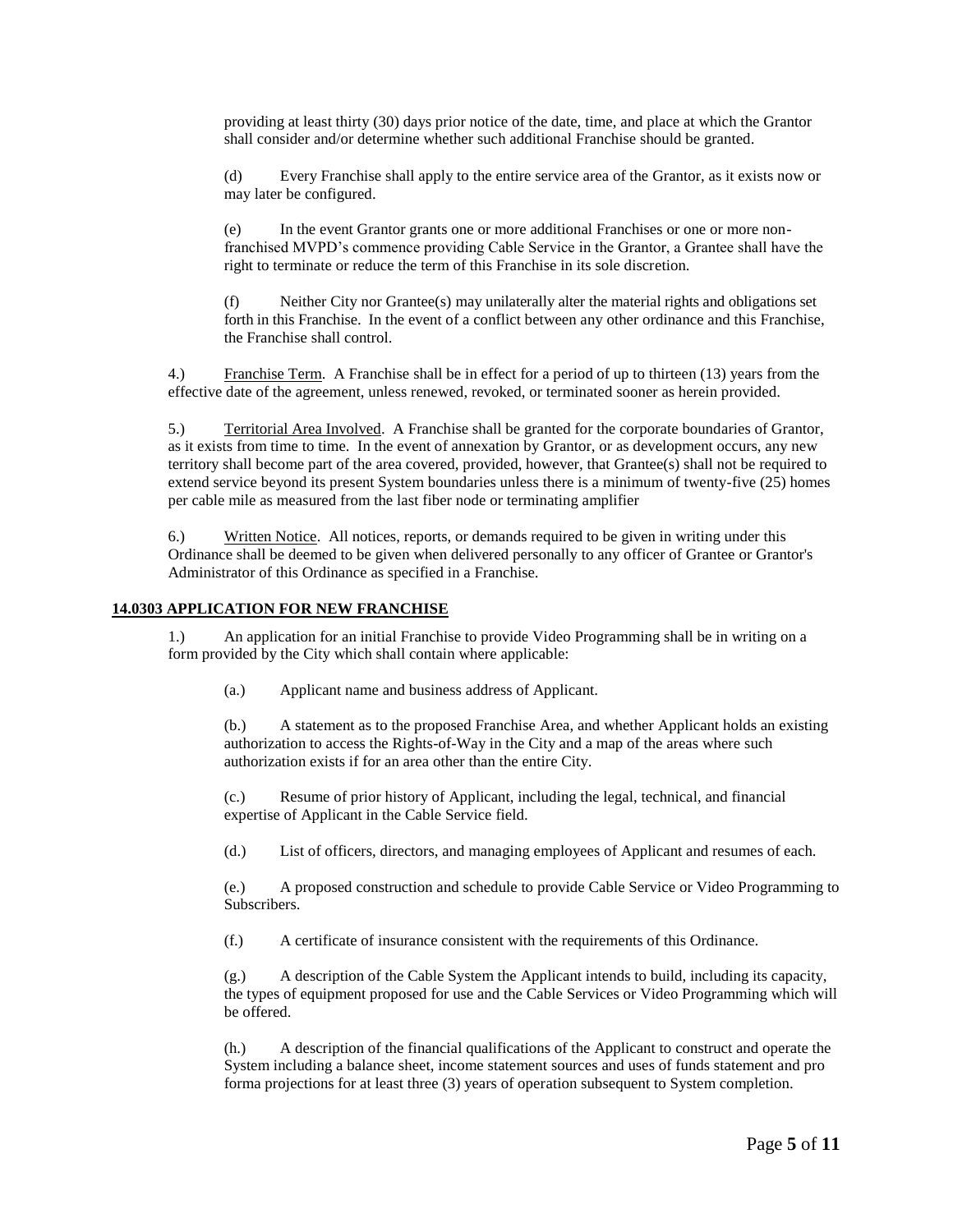providing at least thirty (30) days prior notice of the date, time, and place at which the Grantor shall consider and/or determine whether such additional Franchise should be granted.

(d) Every Franchise shall apply to the entire service area of the Grantor, as it exists now or may later be configured.

(e) In the event Grantor grants one or more additional Franchises or one or more non-franchised MVPD's commence providing Cable Service in the Grantor, a Grantee shall have the right to terminate or reduce the term of this Franchise in its sole discretion.

(f) Neither City nor Grantee(s) may unilaterally alter the material rights and obligations set forth in this Franchise. In the event of a conflict between any other ordinance and this Franchise, the Franchise shall control.

4.) Franchise Term. A Franchise shall be in effect for a period of up to thirteen (13) years from the effective date of the agreement, unless renewed, revoked, or terminated sooner as herein provided.

5.) Territorial Area Involved. A Franchise shall be granted for the corporate boundaries of Grantor, as it exists from time to time. In the event of annexation by Grantor, or as development occurs, any new territory shall become part of the area covered, provided, however, that Grantee(s) shall not be required to extend service beyond its present System boundaries unless there is a minimum of twenty-five (25) homes per cable mile as measured from the last fiber node or terminating amplifier

6.) Written Notice. All notices, reports, or demands required to be given in writing under this Ordinance shall be deemed to be given when delivered personally to any officer of Grantee or Grantor's Administrator of this Ordinance as specified in a Franchise.

**14.0303 APPLICATION FOR NEW FRANCHISE**

1.) An application for an initial Franchise to provide Video Programming shall be in writing on a form provided by the City which shall contain where applicable:

(a.) Applicant name and business address of Applicant.

(b.) A statement as to the proposed Franchise Area, and whether Applicant holds an existing authorization to access the Rights-of-Way in the City and a map of the areas where such authorization exists if for an area other than the entire City.

(c.) Resume of prior history of Applicant, including the legal, technical, and financial expertise of Applicant in the Cable Service field.

(d.) List of officers, directors, and managing employees of Applicant and resumes of each.

(e.) A proposed construction and schedule to provide Cable Service or Video Programming to Subscribers.

(f.) A certificate of insurance consistent with the requirements of this Ordinance.

(g.) A description of the Cable System the Applicant intends to build, including its capacity, the types of equipment proposed for use and the Cable Services or Video Programming which will be offered.

(h.) A description of the financial qualifications of the Applicant to construct and operate the System including a balance sheet, income statement sources and uses of funds statement and pro forma projections for at least three (3) years of operation subsequent to System completion.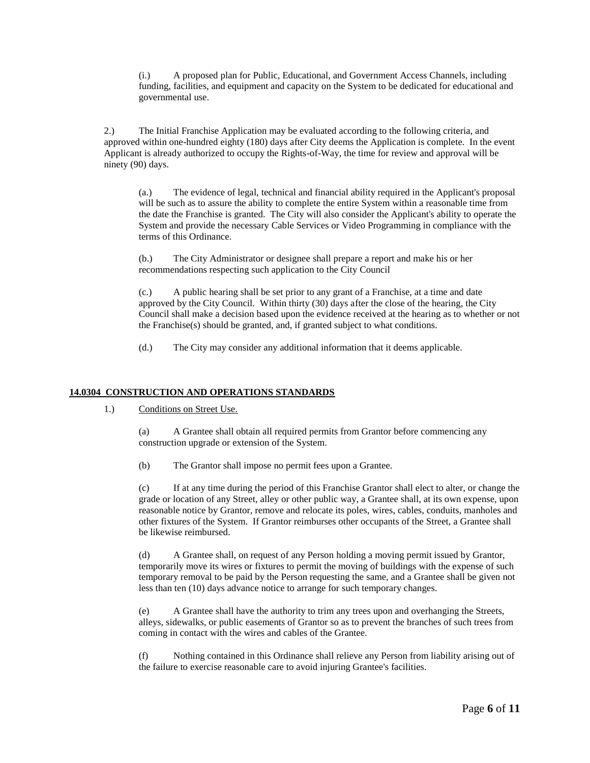(i.) A proposed plan for Public, Educational, and Government Access Channels, including funding, facilities, and equipment and capacity on the System to be dedicated for educational and governmental use.

2.) The Initial Franchise Application may be evaluated according to the following criteria, and approved within one-hundred eighty (180) days after City deems the Application is complete. In the event Applicant is already authorized to occupy the Rights-of-Way, the time for review and approval will be ninety (90) days.

(a.) The evidence of legal, technical and financial ability required in the Applicant's proposal will be such as to assure the ability to complete the entire System within a reasonable time from the date the Franchise is granted. The City will also consider the Applicant's ability to operate the System and provide the necessary Cable Services or Video Programming in compliance with the terms of this Ordinance.

(b.) The City Administrator or designee shall prepare a report and make his or her recommendations respecting such application to the City Council

(c.) A public hearing shall be set prior to any grant of a Franchise, at a time and date approved by the City Council. Within thirty (30) days after the close of the hearing, the City Council shall make a decision based upon the evidence received at the hearing as to whether or not the Franchise(s) should be granted, and, if granted subject to what conditions.

(d.) The City may consider any additional information that it deems applicable.

## 14.0304 CONSTRUCTION AND OPERATIONS STANDARDS

1.) Conditions on Street Use.

(a) A Grantee shall obtain all required permits from Grantor before commencing any construction upgrade or extension of the System.

(b) The Grantor shall impose no permit fees upon a Grantee.

(c) If at any time during the period of this Franchise Grantor shall elect to alter, or change the grade or location of any Street, alley or other public way, a Grantee shall, at its own expense, upon reasonable notice by Grantor, remove and relocate its poles, wires, cables, conduits, manholes and other fixtures of the System. If Grantor reimburses other occupants of the Street, a Grantee shall be likewise reimbursed.

(d) A Grantee shall, on request of any Person holding a moving permit issued by Grantor, temporarily move its wires or fixtures to permit the moving of buildings with the expense of such temporary removal to be paid by the Person requesting the same, and a Grantee shall be given not less than ten (10) days advance notice to arrange for such temporary changes.

(e) A Grantee shall have the authority to trim any trees upon and overhanging the Streets, alleys, sidewalks, or public easements of Grantor so as to prevent the branches of such trees from coming in contact with the wires and cables of the Grantee.

(f) Nothing contained in this Ordinance shall relieve any Person from liability arising out of the failure to exercise reasonable care to avoid injuring Grantee's facilities.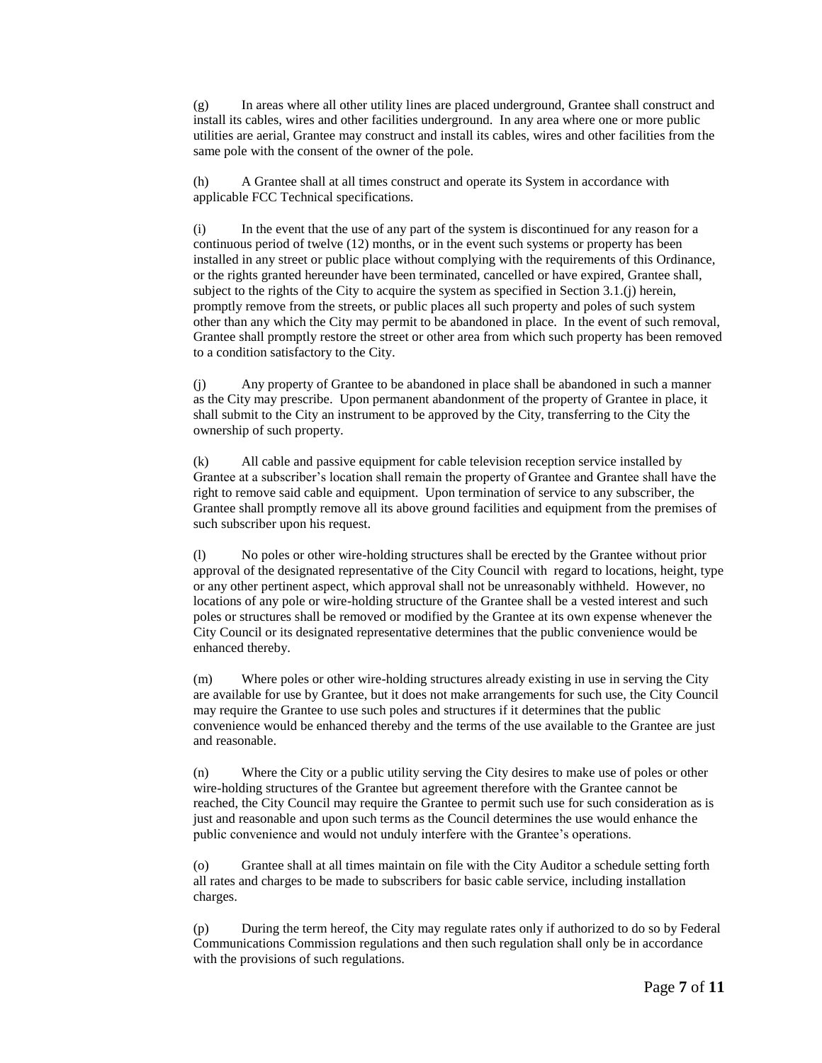(g) In areas where all other utility lines are placed underground, Grantee shall construct and install its cables, wires and other facilities underground. In any area where one or more public utilities are aerial, Grantee may construct and install its cables, wires and other facilities from the same pole with the consent of the owner of the pole.

(h) A Grantee shall at all times construct and operate its System in accordance with applicable FCC Technical specifications.

(i) In the event that the use of any part of the system is discontinued for any reason for a continuous period of twelve (12) months, or in the event such systems or property has been installed in any street or public place without complying with the requirements of this Ordinance, or the rights granted hereunder have been terminated, cancelled or have expired, Grantee shall, subject to the rights of the City to acquire the system as specified in Section 3.1.(j) herein, promptly remove from the streets, or public places all such property and poles of such system other than any which the City may permit to be abandoned in place. In the event of such removal, Grantee shall promptly restore the street or other area from which such property has been removed to a condition satisfactory to the City.

(j) Any property of Grantee to be abandoned in place shall be abandoned in such a manner as the City may prescribe. Upon permanent abandonment of the property of Grantee in place, it shall submit to the City an instrument to be approved by the City, transferring to the City the ownership of such property.

(k) All cable and passive equipment for cable television reception service installed by Grantee at a subscriber's location shall remain the property of Grantee and Grantee shall have the right to remove said cable and equipment. Upon termination of service to any subscriber, the Grantee shall promptly remove all its above ground facilities and equipment from the premises of such subscriber upon his request.

(l) No poles or other wire-holding structures shall be erected by the Grantee without prior approval of the designated representative of the City Council with regard to locations, height, type or any other pertinent aspect, which approval shall not be unreasonably withheld. However, no locations of any pole or wire-holding structure of the Grantee shall be a vested interest and such poles or structures shall be removed or modified by the Grantee at its own expense whenever the City Council or its designated representative determines that the public convenience would be enhanced thereby.

(m) Where poles or other wire-holding structures already existing in use in serving the City are available for use by Grantee, but it does not make arrangements for such use, the City Council may require the Grantee to use such poles and structures if it determines that the public convenience would be enhanced thereby and the terms of the use available to the Grantee are just and reasonable.

(n) Where the City or a public utility serving the City desires to make use of poles or other wire-holding structures of the Grantee but agreement therefore with the Grantee cannot be reached, the City Council may require the Grantee to permit such use for such consideration as is just and reasonable and upon such terms as the Council determines the use would enhance the public convenience and would not unduly interfere with the Grantee's operations.

(o) Grantee shall at all times maintain on file with the City Auditor a schedule setting forth all rates and charges to be made to subscribers for basic cable service, including installation charges.

(p) During the term hereof, the City may regulate rates only if authorized to do so by Federal Communications Commission regulations and then such regulation shall only be in accordance with the provisions of such regulations.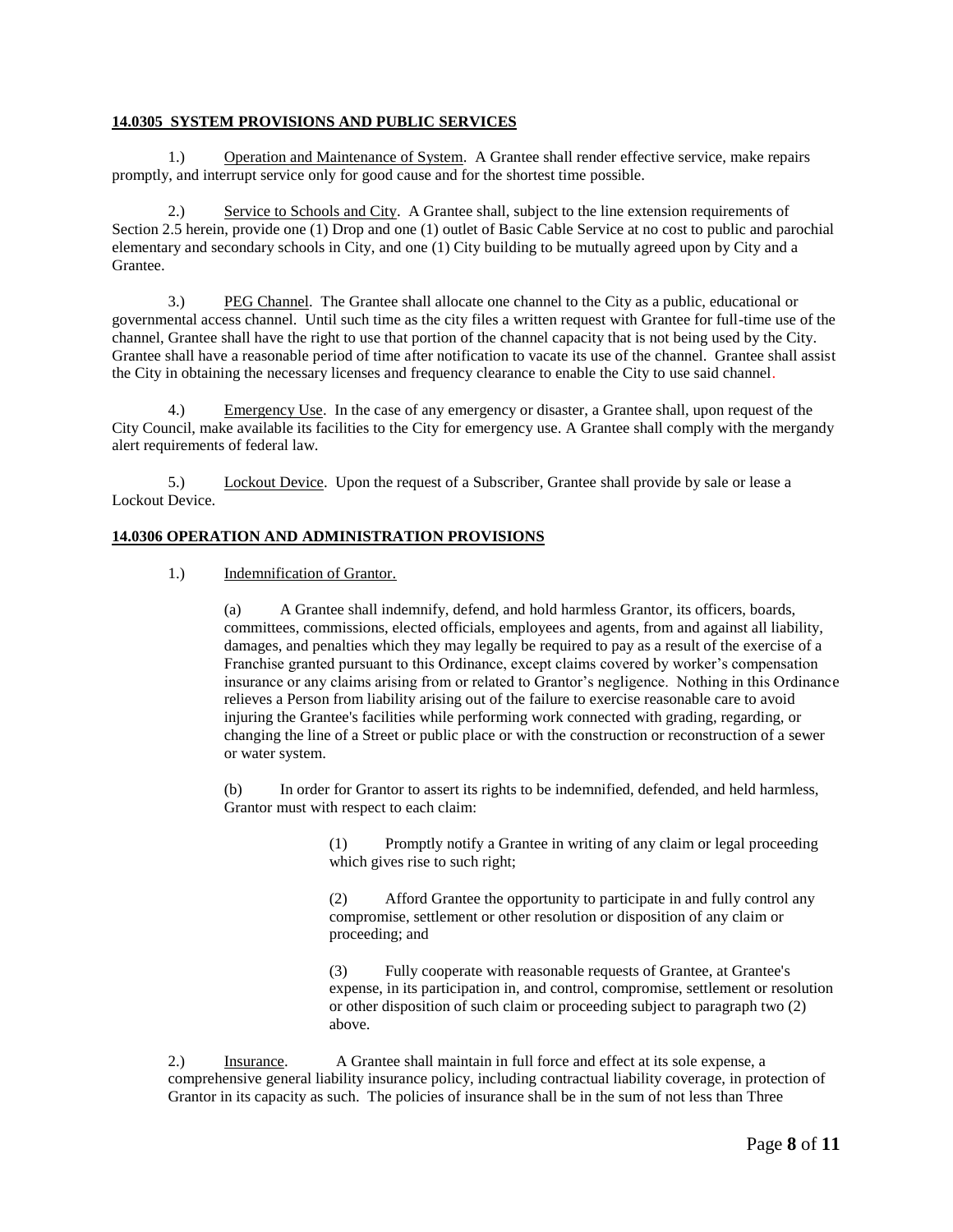**14.0305 SYSTEM PROVISIONS AND PUBLIC SERVICES**

1.) Operation and Maintenance of System. A Grantee shall render effective service, make repairs promptly, and interrupt service only for good cause and for the shortest time possible.

2.) Service to Schools and City. A Grantee shall, subject to the line extension requirements of Section 2.5 herein, provide one (1) Drop and one (1) outlet of Basic Cable Service at no cost to public and parochial elementary and secondary schools in City, and one (1) City building to be mutually agreed upon by City and a Grantee.

3.) PEG Channel. The Grantee shall allocate one channel to the City as a public, educational or governmental access channel. Until such time as the city files a written request with Grantee for full-time use of the channel, Grantee shall have the right to use that portion of the channel capacity that is not being used by the City. Grantee shall have a reasonable period of time after notification to vacate its use of the channel. Grantee shall assist the City in obtaining the necessary licenses and frequency clearance to enable the City to use said channel.

4.) Emergency Use. In the case of any emergency or disaster, a Grantee shall, upon request of the City Council, make available its facilities to the City for emergency use. A Grantee shall comply with the mergandy alert requirements of federal law.

5.) Lockout Device. Upon the request of a Subscriber, Grantee shall provide by sale or lease a Lockout Device.

**14.0306 OPERATION AND ADMINISTRATION PROVISIONS**

1.) Indemnification of Grantor.

(a) A Grantee shall indemnify, defend, and hold harmless Grantor, its officers, boards, committees, commissions, elected officials, employees and agents, from and against all liability, damages, and penalties which they may legally be required to pay as a result of the exercise of a Franchise granted pursuant to this Ordinance, except claims covered by worker's compensation insurance or any claims arising from or related to Grantor's negligence. Nothing in this Ordinance relieves a Person from liability arising out of the failure to exercise reasonable care to avoid injuring the Grantee's facilities while performing work connected with grading, regarding, or changing the line of a Street or public place or with the construction or reconstruction of a sewer or water system.

(b) In order for Grantor to assert its rights to be indemnified, defended, and held harmless, Grantor must with respect to each claim:

(1) Promptly notify a Grantee in writing of any claim or legal proceeding which gives rise to such right;

(2) Afford Grantee the opportunity to participate in and fully control any compromise, settlement or other resolution or disposition of any claim or proceeding; and

(3) Fully cooperate with reasonable requests of Grantee, at Grantee's expense, in its participation in, and control, compromise, settlement or resolution or other disposition of such claim or proceeding subject to paragraph two (2) above.

2.) Insurance. A Grantee shall maintain in full force and effect at its sole expense, a comprehensive general liability insurance policy, including contractual liability coverage, in protection of Grantor in its capacity as such. The policies of insurance shall be in the sum of not less than Three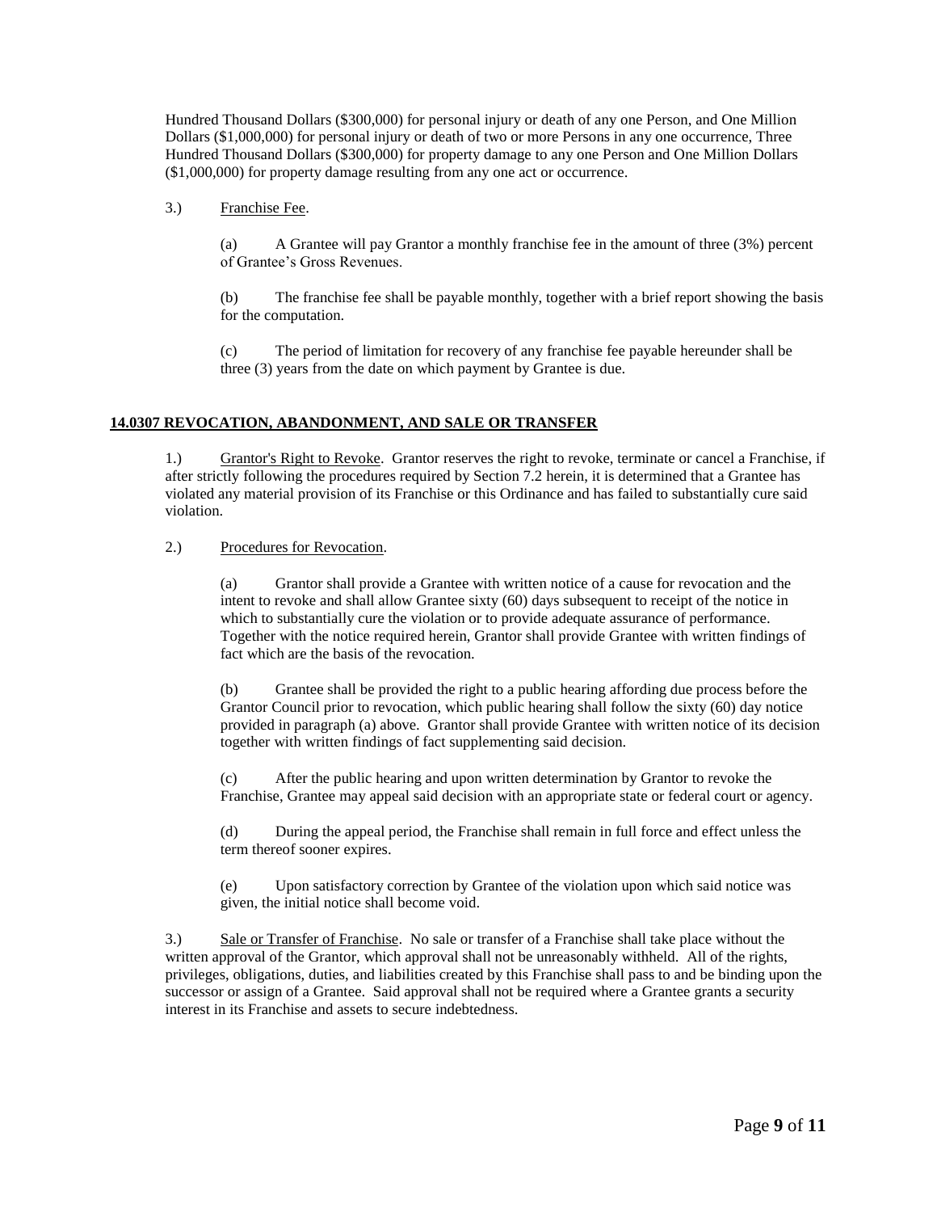Hundred Thousand Dollars ($300,000) for personal injury or death of any one Person, and One Million Dollars ($1,000,000) for personal injury or death of two or more Persons in any one occurrence, Three Hundred Thousand Dollars ($300,000) for property damage to any one Person and One Million Dollars ($1,000,000) for property damage resulting from any one act or occurrence.

3.) Franchise Fee.

(a) A Grantee will pay Grantor a monthly franchise fee in the amount of three (3%) percent of Grantee's Gross Revenues.

(b) The franchise fee shall be payable monthly, together with a brief report showing the basis for the computation.

(c) The period of limitation for recovery of any franchise fee payable hereunder shall be three (3) years from the date on which payment by Grantee is due.

**14.0307 REVOCATION, ABANDONMENT, AND SALE OR TRANSFER**

1.) Grantor's Right to Revoke. Grantor reserves the right to revoke, terminate or cancel a Franchise, if after strictly following the procedures required by Section 7.2 herein, it is determined that a Grantee has violated any material provision of its Franchise or this Ordinance and has failed to substantially cure said violation.

2.) Procedures for Revocation.

(a) Grantor shall provide a Grantee with written notice of a cause for revocation and the intent to revoke and shall allow Grantee sixty (60) days subsequent to receipt of the notice in which to substantially cure the violation or to provide adequate assurance of performance. Together with the notice required herein, Grantor shall provide Grantee with written findings of fact which are the basis of the revocation.

(b) Grantee shall be provided the right to a public hearing affording due process before the Grantor Council prior to revocation, which public hearing shall follow the sixty (60) day notice provided in paragraph (a) above. Grantor shall provide Grantee with written notice of its decision together with written findings of fact supplementing said decision.

(c) After the public hearing and upon written determination by Grantor to revoke the Franchise, Grantee may appeal said decision with an appropriate state or federal court or agency.

(d) During the appeal period, the Franchise shall remain in full force and effect unless the term thereof sooner expires.

(e) Upon satisfactory correction by Grantee of the violation upon which said notice was given, the initial notice shall become void.

3.) Sale or Transfer of Franchise. No sale or transfer of a Franchise shall take place without the written approval of the Grantor, which approval shall not be unreasonably withheld. All of the rights, privileges, obligations, duties, and liabilities created by this Franchise shall pass to and be binding upon the successor or assign of a Grantee. Said approval shall not be required where a Grantee grants a security interest in its Franchise and assets to secure indebtedness.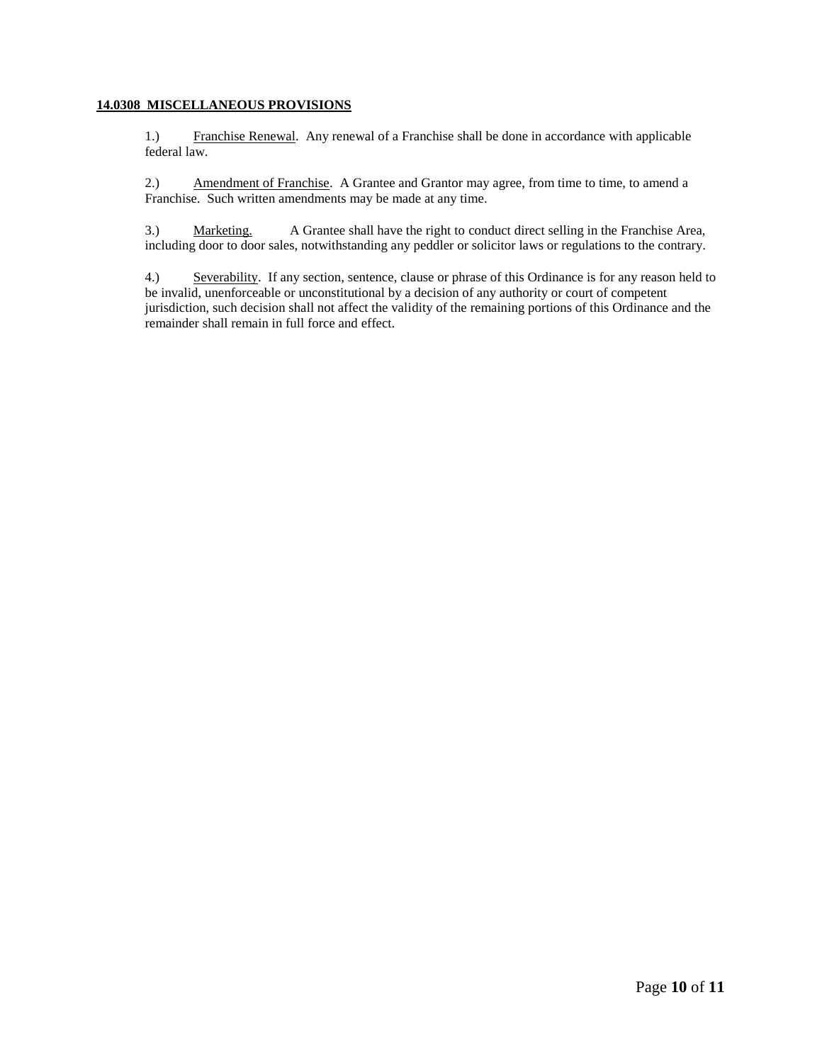## 14.0308 MISCELLANEOUS PROVISIONS

1.) Franchise Renewal. Any renewal of a Franchise shall be done in accordance with applicable federal law.

2.) Amendment of Franchise. A Grantee and Grantor may agree, from time to time, to amend a Franchise. Such written amendments may be made at any time.

3.) Marketing. A Grantee shall have the right to conduct direct selling in the Franchise Area, including door to door sales, notwithstanding any peddler or solicitor laws or regulations to the contrary.

4.) Severability. If any section, sentence, clause or phrase of this Ordinance is for any reason held to be invalid, unenforceable or unconstitutional by a decision of any authority or court of competent jurisdiction, such decision shall not affect the validity of the remaining portions of this Ordinance and the remainder shall remain in full force and effect.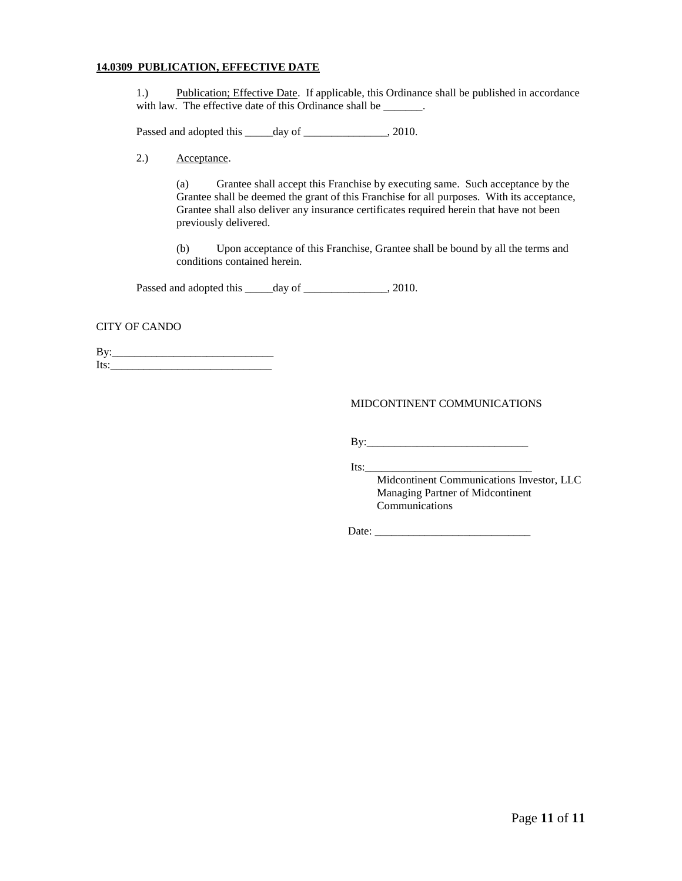**<u>14.0309 PUBLICATION, EFFECTIVE DATE</u>**

1.) <u>Publication; Effective Date</u>. If applicable, this Ordinance shall be published in accordance with law. The effective date of this Ordinance shall be _______.

Passed and adopted this _____day of _______________, 2010.

2.) <u>Acceptance</u>.

(a) Grantee shall accept this Franchise by executing same. Such acceptance by the Grantee shall be deemed the grant of this Franchise for all purposes. With its acceptance, Grantee shall also deliver any insurance certificates required herein that have not been previously delivered.

(b) Upon acceptance of this Franchise, Grantee shall be bound by all the terms and conditions contained herein.

Passed and adopted this _____day of _______________, 2010.

CITY OF CANDO

By:_____________________________
Its:_____________________________

MIDCONTINENT COMMUNICATIONS

By:_____________________________

Its:_____________________________
Midcontinent Communications Investor, LLC
Managing Partner of Midcontinent Communications

Date: ____________________________